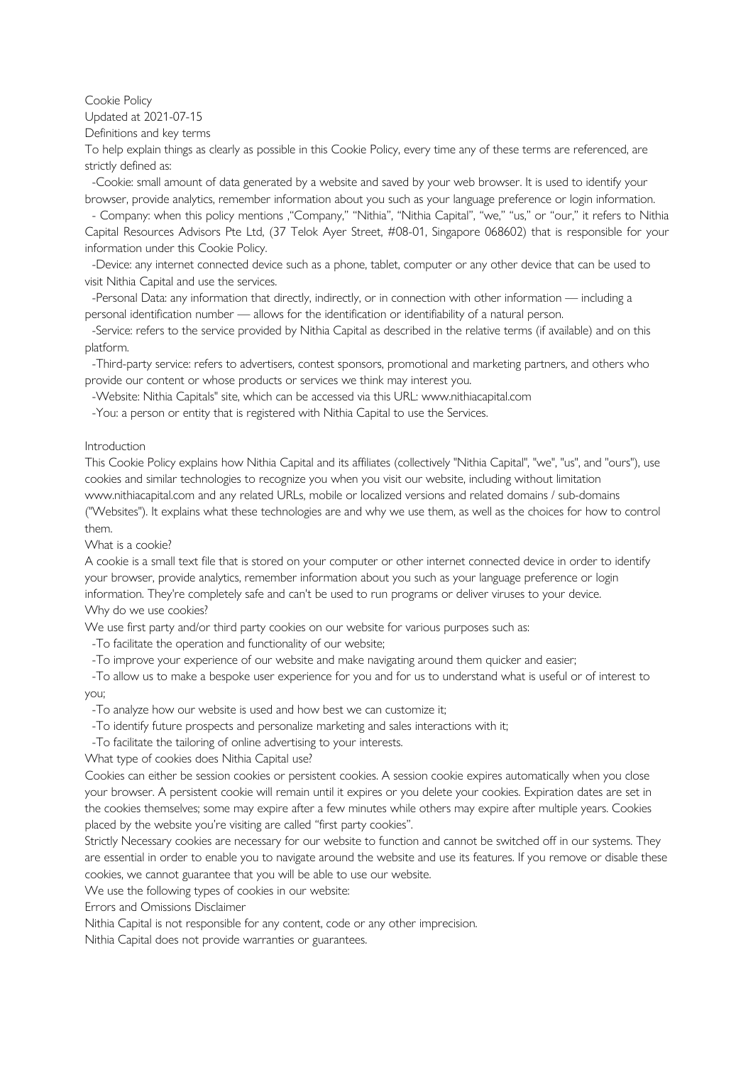# Cookie Policy

Updated at 2021-07-15

## Definitions and key terms

To help explain things as clearly as possible in this Cookie Policy, every time any of these terms are referenced, are strictly defined as:

- -Cookie: small amount of data generated by a website and saved by your web browser. It is used to identify your browser, provide analytics, remember information about you such as your language preference or login information.
- - Company: when this policy mentions ,"Company," "Nithia", "Nithia Capital", "we," "us," or "our," it refers to Nithia Capital Resources Advisors Pte Ltd, (37 Telok Ayer Street, #08-01, Singapore 068602) that is responsible for your information under this Cookie Policy.
- -Device: any internet connected device such as a phone, tablet, computer or any other device that can be used to visit Nithia Capital and use the services.
- -Personal Data: any information that directly, indirectly, or in connection with other information — including a personal identification number — allows for the identification or identifiability of a natural person.
- -Service: refers to the service provided by Nithia Capital as described in the relative terms (if available) and on this platform.
- -Third-party service: refers to advertisers, contest sponsors, promotional and marketing partners, and others who provide our content or whose products or services we think may interest you.
- -Website: Nithia Capitals" site, which can be accessed via this URL: www.nithiacapital.com
- -You: a person or entity that is registered with Nithia Capital to use the Services.

## Introduction

This Cookie Policy explains how Nithia Capital and its affiliates (collectively "Nithia Capital", "we", "us", and "ours"), use cookies and similar technologies to recognize you when you visit our website, including without limitation www.nithiacapital.com and any related URLs, mobile or localized versions and related domains / sub-domains ("Websites"). It explains what these technologies are and why we use them, as well as the choices for how to control them.

## What is a cookie?

A cookie is a small text file that is stored on your computer or other internet connected device in order to identify your browser, provide analytics, remember information about you such as your language preference or login information. They're completely safe and can't be used to run programs or deliver viruses to your device.

## Why do we use cookies?

We use first party and/or third party cookies on our website for various purposes such as:

- -To facilitate the operation and functionality of our website;
- -To improve your experience of our website and make navigating around them quicker and easier;
- -To allow us to make a bespoke user experience for you and for us to understand what is useful or of interest to you;
- -To analyze how our website is used and how best we can customize it;
- -To identify future prospects and personalize marketing and sales interactions with it;
- -To facilitate the tailoring of online advertising to your interests.

## What type of cookies does Nithia Capital use?

Cookies can either be session cookies or persistent cookies. A session cookie expires automatically when you close your browser. A persistent cookie will remain until it expires or you delete your cookies. Expiration dates are set in the cookies themselves; some may expire after a few minutes while others may expire after multiple years. Cookies placed by the website you're visiting are called "first party cookies".

Strictly Necessary cookies are necessary for our website to function and cannot be switched off in our systems. They are essential in order to enable you to navigate around the website and use its features. If you remove or disable these cookies, we cannot guarantee that you will be able to use our website.

We use the following types of cookies in our website:

## Errors and Omissions Disclaimer

Nithia Capital is not responsible for any content, code or any other imprecision.

Nithia Capital does not provide warranties or guarantees.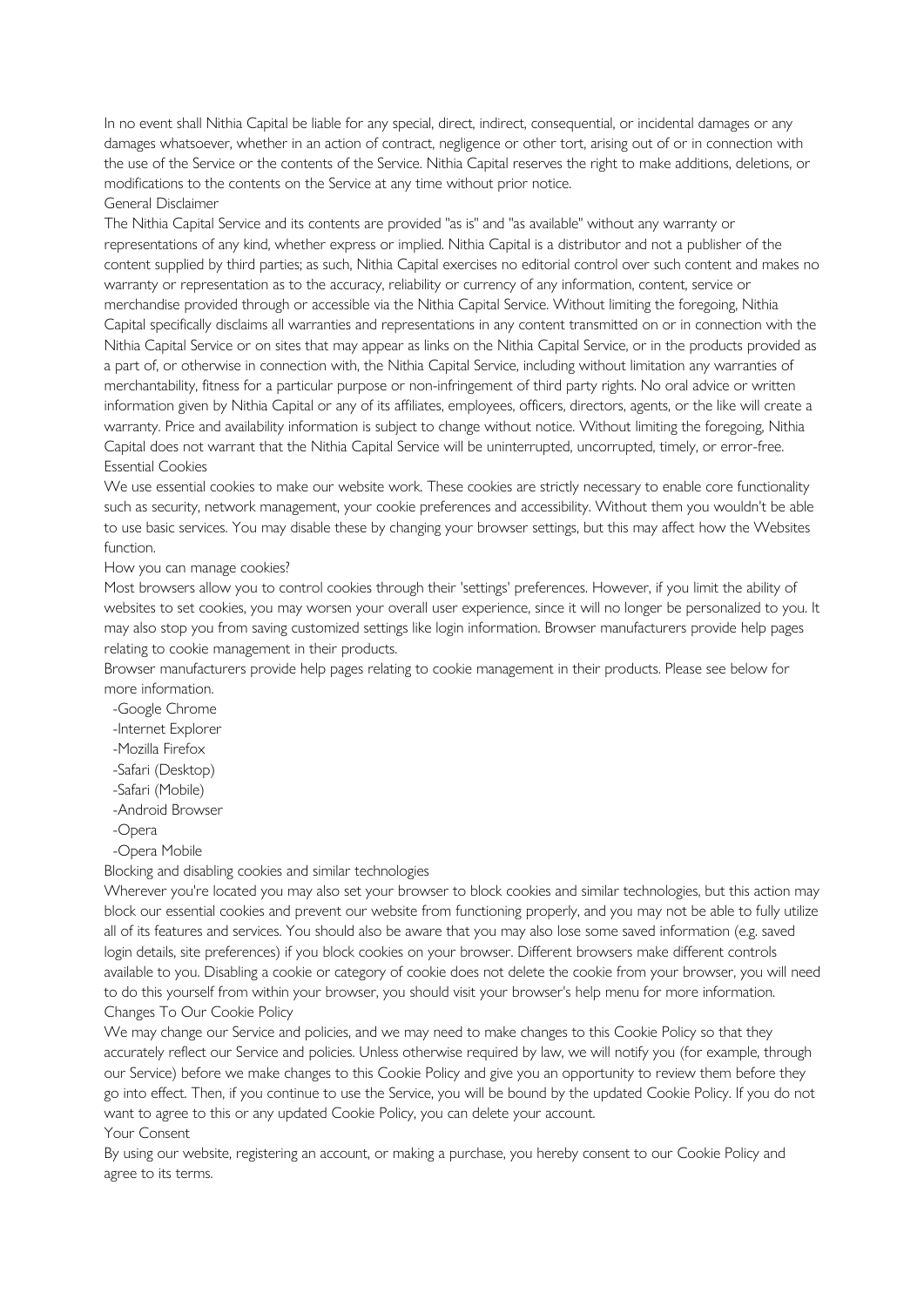In no event shall Nithia Capital be liable for any special, direct, indirect, consequential, or incidental damages or any damages whatsoever, whether in an action of contract, negligence or other tort, arising out of or in connection with the use of the Service or the contents of the Service. Nithia Capital reserves the right to make additions, deletions, or modifications to the contents on the Service at any time without prior notice.

## General Disclaimer

The Nithia Capital Service and its contents are provided "as is" and "as available" without any warranty or representations of any kind, whether express or implied. Nithia Capital is a distributor and not a publisher of the content supplied by third parties; as such, Nithia Capital exercises no editorial control over such content and makes no warranty or representation as to the accuracy, reliability or currency of any information, content, service or merchandise provided through or accessible via the Nithia Capital Service. Without limiting the foregoing, Nithia Capital specifically disclaims all warranties and representations in any content transmitted on or in connection with the Nithia Capital Service or on sites that may appear as links on the Nithia Capital Service, or in the products provided as a part of, or otherwise in connection with, the Nithia Capital Service, including without limitation any warranties of merchantability, fitness for a particular purpose or non-infringement of third party rights. No oral advice or written information given by Nithia Capital or any of its affiliates, employees, officers, directors, agents, or the like will create a warranty. Price and availability information is subject to change without notice. Without limiting the foregoing, Nithia Capital does not warrant that the Nithia Capital Service will be uninterrupted, uncorrupted, timely, or error-free.

## Essential Cookies

We use essential cookies to make our website work. These cookies are strictly necessary to enable core functionality such as security, network management, your cookie preferences and accessibility. Without them you wouldn't be able to use basic services. You may disable these by changing your browser settings, but this may affect how the Websites function.

## How you can manage cookies?

Most browsers allow you to control cookies through their 'settings' preferences. However, if you limit the ability of websites to set cookies, you may worsen your overall user experience, since it will no longer be personalized to you. It may also stop you from saving customized settings like login information. Browser manufacturers provide help pages relating to cookie management in their products.

Browser manufacturers provide help pages relating to cookie management in their products. Please see below for more information.

- Google Chrome
- Internet Explorer
- Mozilla Firefox
- Safari (Desktop)
- Safari (Mobile)
- Android Browser
- Opera
- Opera Mobile

## Blocking and disabling cookies and similar technologies

Wherever you're located you may also set your browser to block cookies and similar technologies, but this action may block our essential cookies and prevent our website from functioning properly, and you may not be able to fully utilize all of its features and services. You should also be aware that you may also lose some saved information (e.g. saved login details, site preferences) if you block cookies on your browser. Different browsers make different controls available to you. Disabling a cookie or category of cookie does not delete the cookie from your browser, you will need to do this yourself from within your browser, you should visit your browser's help menu for more information.

## Changes To Our Cookie Policy

We may change our Service and policies, and we may need to make changes to this Cookie Policy so that they accurately reflect our Service and policies. Unless otherwise required by law, we will notify you (for example, through our Service) before we make changes to this Cookie Policy and give you an opportunity to review them before they go into effect. Then, if you continue to use the Service, you will be bound by the updated Cookie Policy. If you do not want to agree to this or any updated Cookie Policy, you can delete your account.

## Your Consent

By using our website, registering an account, or making a purchase, you hereby consent to our Cookie Policy and agree to its terms.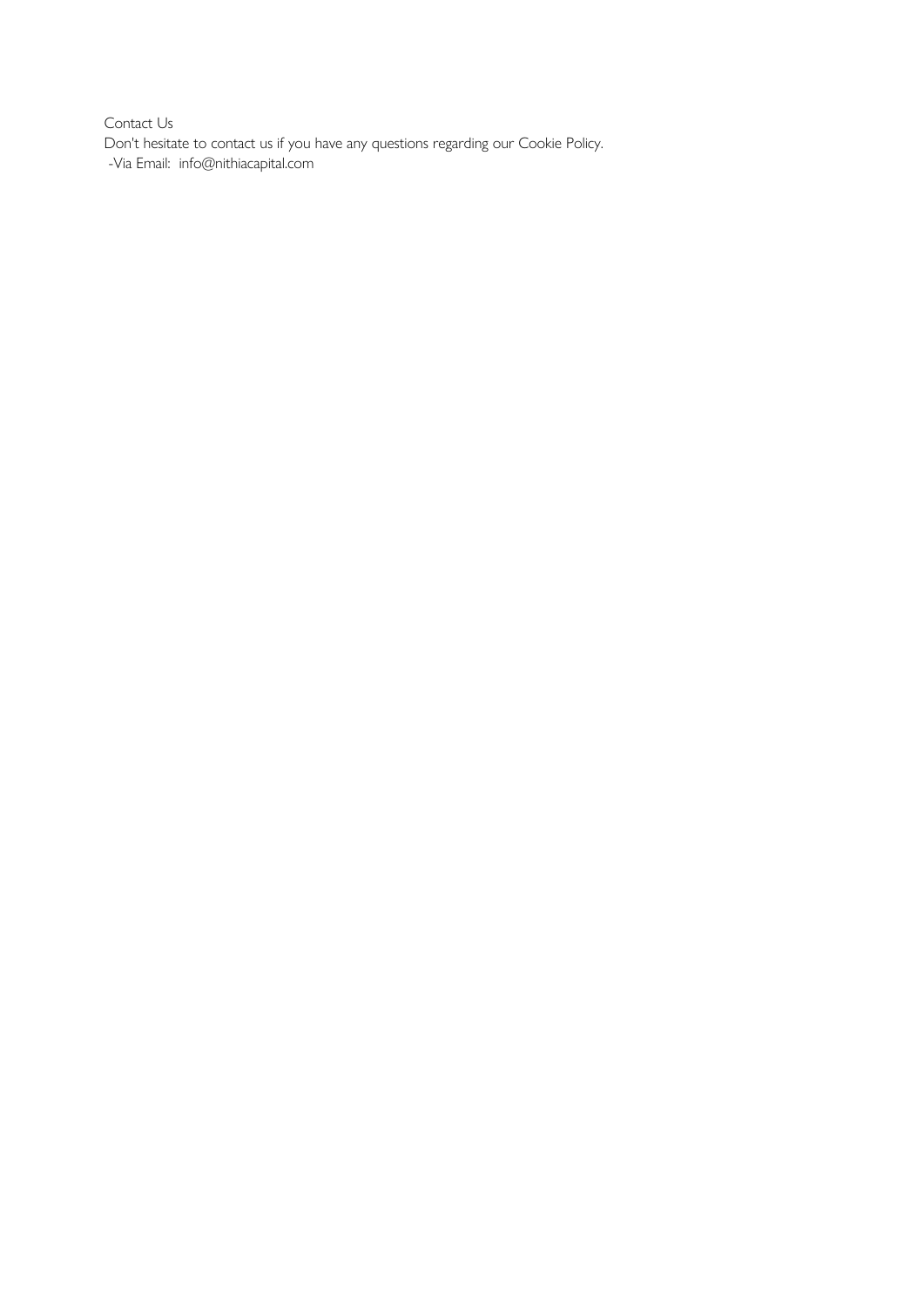Contact Us

Don't hesitate to contact us if you have any questions regarding our Cookie Policy.

-Via Email: info@nithiacapital.com